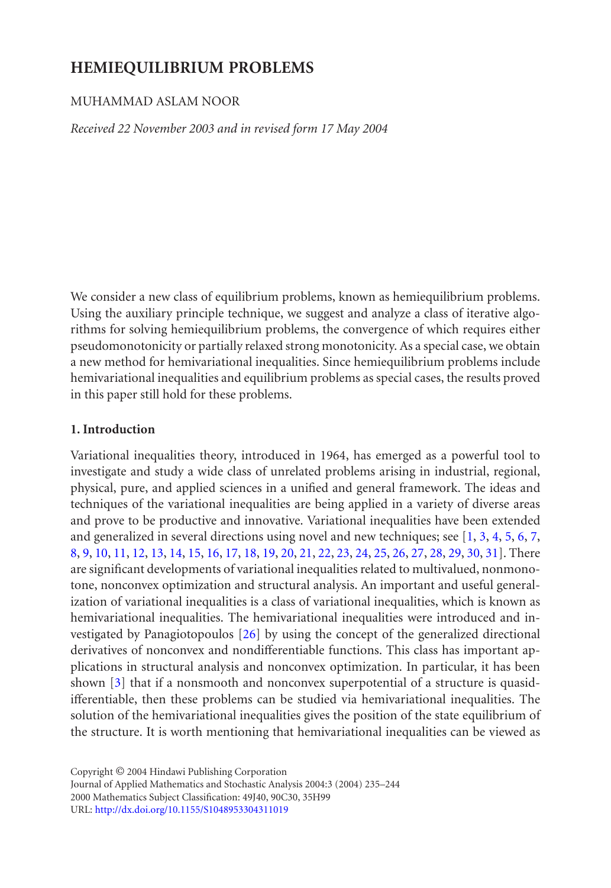# HEMIEQUILIBRIUM PROBLEMS

MUHAMMAD ASLAM NOOR

*Received 22 November 2003 and in revised form 17 May 2004*

We consider a new class of equilibrium problems, known as hemiequilibrium problems. Using the auxiliary principle technique, we suggest and analyze a class of iterative algorithms for solving hemiequilibrium problems, the convergence of which requires either pseudomonotonicity or partially relaxed strong monotonicity. As a special case, we obtain a new method for hemivariational inequalities. Since hemiequilibrium problems include hemivariational inequalities and equilibrium problems as special cases, the results proved in this paper still hold for these problems.

## 1. Introduction

Variational inequalities theory, introduced in 1964, has emerged as a powerful tool to investigate and study a wide class of unrelated problems arising in industrial, regional, physical, pure, and applied sciences in a unified and general framework. The ideas and techniques of the variational inequalities are being applied in a variety of diverse areas and prove to be productive and innovative. Variational inequalities have been extended and generalized in several directions using novel and new techniques; see [1, 3, 4, 5, 6, 7, 8, 9, 10, 11, 12, 13, 14, 15, 16, 17, 18, 19, 20, 21, 22, 23, 24, 25, 26, 27, 28, 29, 30, 31]. There are significant developments of variational inequalities related to multivalued, nonmonotone, nonconvex optimization and structural analysis. An important and useful generalization of variational inequalities is a class of variational inequalities, which is known as hemivariational inequalities. The hemivariational inequalities were introduced and investigated by Panagiotopoulos [26] by using the concept of the generalized directional derivatives of nonconvex and nondifferentiable functions. This class has important applications in structural analysis and nonconvex optimization. In particular, it has been shown [3] that if a nonsmooth and nonconvex superpotential of a structure is quasidifferentiable, then these problems can be studied via hemivariational inequalities. The solution of the hemivariational inequalities gives the position of the state equilibrium of the structure. It is worth mentioning that hemivariational inequalities can be viewed as

Copyright © 2004 Hindawi Publishing Corporation
Journal of Applied Mathematics and Stochastic Analysis 2004:3 (2004) 235–244
2000 Mathematics Subject Classification: 49J40, 90C30, 35H99
URL: http://dx.doi.org/10.1155/S1048953304311019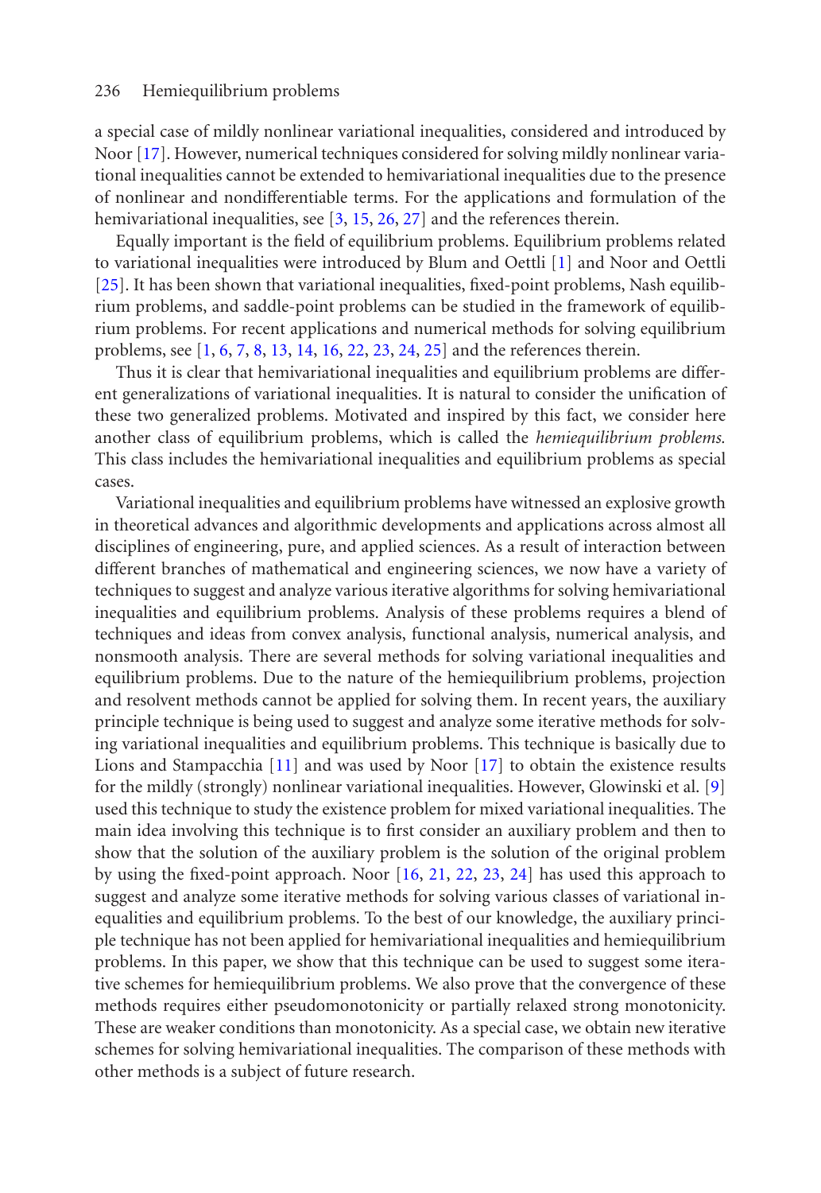a special case of mildly nonlinear variational inequalities, considered and introduced by Noor [17]. However, numerical techniques considered for solving mildly nonlinear variational inequalities cannot be extended to hemivariational inequalities due to the presence of nonlinear and nondifferentiable terms. For the applications and formulation of the hemivariational inequalities, see [3, 15, 26, 27] and the references therein.

Equally important is the field of equilibrium problems. Equilibrium problems related to variational inequalities were introduced by Blum and Oettli [1] and Noor and Oettli [25]. It has been shown that variational inequalities, fixed-point problems, Nash equilibrium problems, and saddle-point problems can be studied in the framework of equilibrium problems. For recent applications and numerical methods for solving equilibrium problems, see [1, 6, 7, 8, 13, 14, 16, 22, 23, 24, 25] and the references therein.

Thus it is clear that hemivariational inequalities and equilibrium problems are different generalizations of variational inequalities. It is natural to consider the unification of these two generalized problems. Motivated and inspired by this fact, we consider here another class of equilibrium problems, which is called the *hemiequilibrium problems.* This class includes the hemivariational inequalities and equilibrium problems as special cases.

Variational inequalities and equilibrium problems have witnessed an explosive growth in theoretical advances and algorithmic developments and applications across almost all disciplines of engineering, pure, and applied sciences. As a result of interaction between different branches of mathematical and engineering sciences, we now have a variety of techniques to suggest and analyze various iterative algorithms for solving hemivariational inequalities and equilibrium problems. Analysis of these problems requires a blend of techniques and ideas from convex analysis, functional analysis, numerical analysis, and nonsmooth analysis. There are several methods for solving variational inequalities and equilibrium problems. Due to the nature of the hemiequilibrium problems, projection and resolvent methods cannot be applied for solving them. In recent years, the auxiliary principle technique is being used to suggest and analyze some iterative methods for solving variational inequalities and equilibrium problems. This technique is basically due to Lions and Stampacchia [11] and was used by Noor [17] to obtain the existence results for the mildly (strongly) nonlinear variational inequalities. However, Glowinski et al. [9] used this technique to study the existence problem for mixed variational inequalities. The main idea involving this technique is to first consider an auxiliary problem and then to show that the solution of the auxiliary problem is the solution of the original problem by using the fixed-point approach. Noor [16, 21, 22, 23, 24] has used this approach to suggest and analyze some iterative methods for solving various classes of variational inequalities and equilibrium problems. To the best of our knowledge, the auxiliary principle technique has not been applied for hemivariational inequalities and hemiequilibrium problems. In this paper, we show that this technique can be used to suggest some iterative schemes for hemiequilibrium problems. We also prove that the convergence of these methods requires either pseudomonotonicity or partially relaxed strong monotonicity. These are weaker conditions than monotonicity. As a special case, we obtain new iterative schemes for solving hemivariational inequalities. The comparison of these methods with other methods is a subject of future research.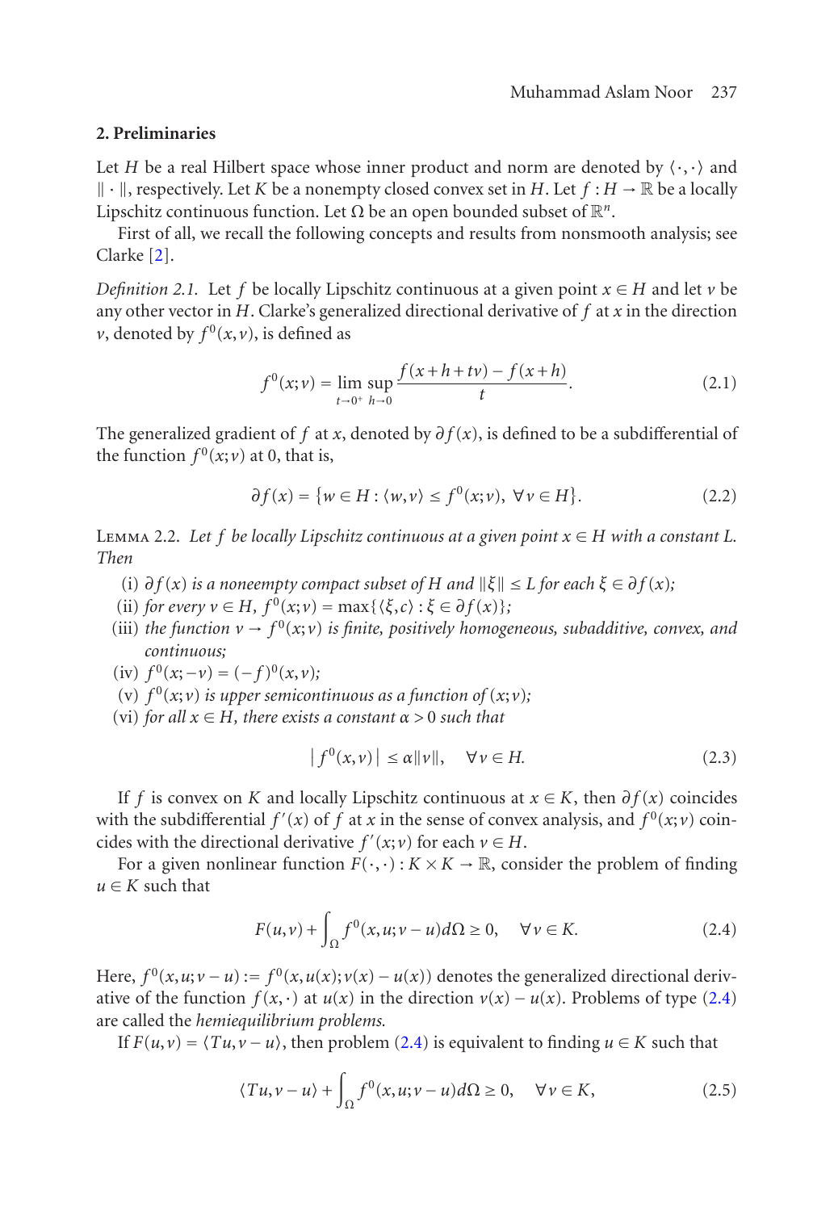## 2. Preliminaries

Let $H$ be a real Hilbert space whose inner product and norm are denoted by $\langle \cdot, \cdot \rangle$ and $\| \cdot \|$, respectively. Let $K$ be a nonempty closed convex set in $H$. Let $f : H \to \mathbb{R}$ be a locally Lipschitz continuous function. Let $\Omega$ be an open bounded subset of $\mathbb{R}^n$.

First of all, we recall the following concepts and results from nonsmooth analysis; see Clarke [2].

*Definition 2.1.* Let $f$ be locally Lipschitz continuous at a given point $x \in H$ and let $v$ be any other vector in $H$. Clarke's generalized directional derivative of $f$ at $x$ in the direction $v$, denoted by $f^0(x,v)$, is defined as

$$f^0(x;v) = \lim_{t \to 0^+} \sup_{h \to 0} \frac{f(x+h+tv) - f(x+h)}{t}. \tag{2.1}$$

The generalized gradient of $f$ at $x$, denoted by $\partial f(x)$, is defined to be a subdifferential of the function $f^0(x;v)$ at 0, that is,

$$\partial f(x) = \{ w \in H : \langle w, v \rangle \leq f^0(x;v),\ \forall v \in H \}. \tag{2.2}$$

Lemma 2.2. *Let $f$ be locally Lipschitz continuous at a given point $x \in H$ with a constant $L$. Then*

(i) *$\partial f(x)$ is a nonempty compact subset of $H$ and $\|\xi\| \leq L$ for each $\xi \in \partial f(x)$;*
(ii) *for every $v \in H$, $f^0(x;v) = \max\{\langle \xi, c \rangle : \xi \in \partial f(x)\}$;*
(iii) *the function $v \to f^0(x;v)$ is finite, positively homogeneous, subadditive, convex, and continuous;*
(iv) *$f^0(x;-v) = (-f)^0(x,v)$;*
(v) *$f^0(x;v)$ is upper semicontinuous as a function of $(x;v)$;*
(vi) *for all $x \in H$, there exists a constant $\alpha > 0$ such that*

$$\left| f^0(x,v) \right| \leq \alpha \|v\|, \quad \forall v \in H. \tag{2.3}$$

If $f$ is convex on $K$ and locally Lipschitz continuous at $x \in K$, then $\partial f(x)$ coincides with the subdifferential $f'(x)$ of $f$ at $x$ in the sense of convex analysis, and $f^0(x;v)$ coincides with the directional derivative $f'(x;v)$ for each $v \in H$.

For a given nonlinear function $F(\cdot,\cdot) : K \times K \to \mathbb{R}$, consider the problem of finding $u \in K$ such that

$$F(u,v) + \int_\Omega f^0(x,u;v-u)\,d\Omega \geq 0, \quad \forall v \in K. \tag{2.4}$$

Here, $f^0(x,u;v-u) := f^0(x,u(x);v(x)-u(x))$ denotes the generalized directional derivative of the function $f(x,\cdot)$ at $u(x)$ in the direction $v(x) - u(x)$. Problems of type (2.4) are called the *hemiequilibrium problems.*

If $F(u,v) = \langle Tu, v-u \rangle$, then problem (2.4) is equivalent to finding $u \in K$ such that

$$\langle Tu, v-u \rangle + \int_\Omega f^0(x,u;v-u)\,d\Omega \geq 0, \quad \forall v \in K, \tag{2.5}$$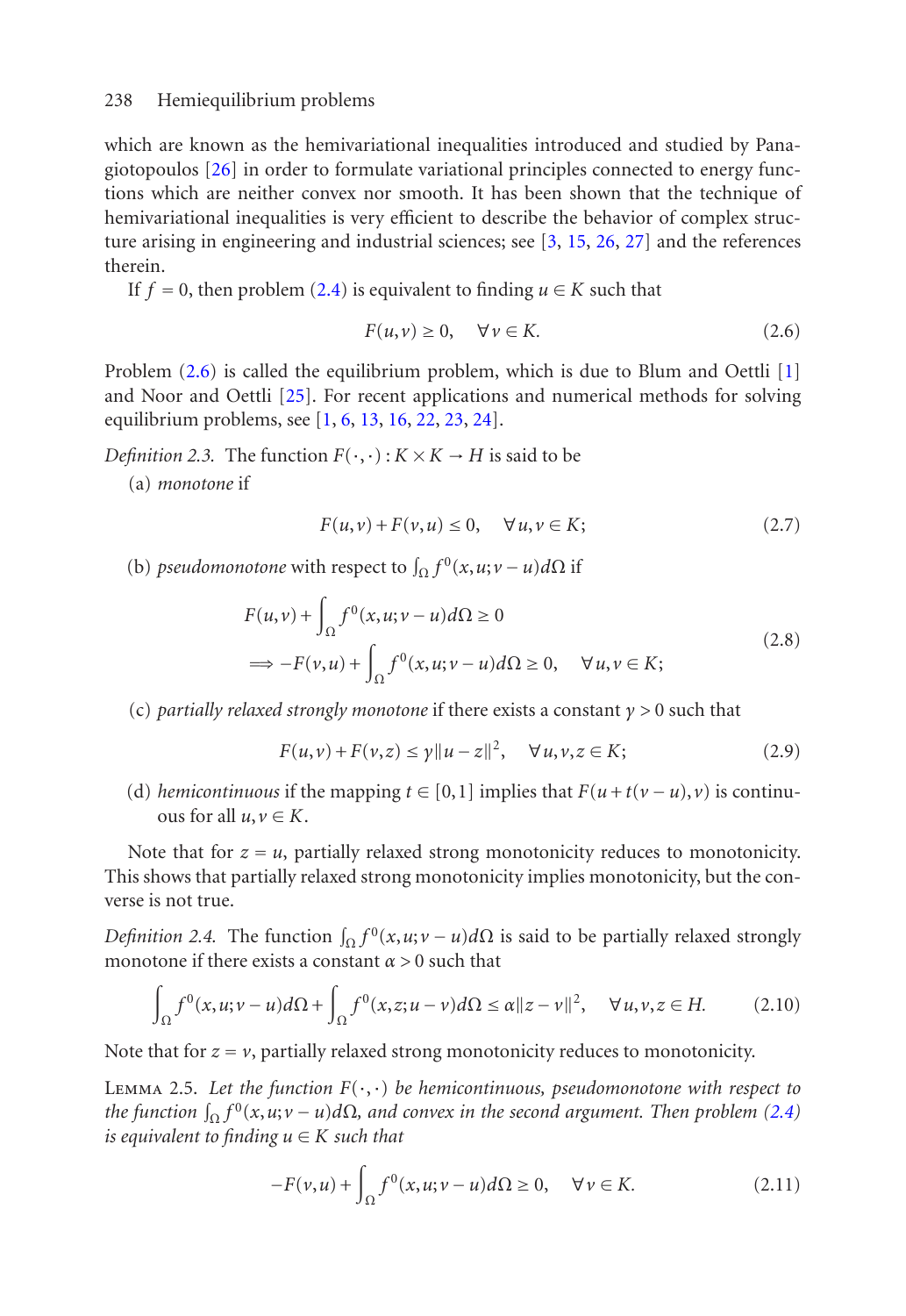which are known as the hemivariational inequalities introduced and studied by Panagiotopoulos [26] in order to formulate variational principles connected to energy functions which are neither convex nor smooth. It has been shown that the technique of hemivariational inequalities is very efficient to describe the behavior of complex structure arising in engineering and industrial sciences; see [3, 15, 26, 27] and the references therein.

If $f = 0$, then problem (2.4) is equivalent to finding $u \in K$ such that

$$F(u,v) \geq 0, \quad \forall v \in K. \tag{2.6}$$

Problem (2.6) is called the equilibrium problem, which is due to Blum and Oettli [1] and Noor and Oettli [25]. For recent applications and numerical methods for solving equilibrium problems, see [1, 6, 13, 16, 22, 23, 24].

*Definition 2.3.* The function $F(\cdot,\cdot) : K \times K \to H$ is said to be

(a) *monotone* if

$$F(u,v) + F(v,u) \leq 0, \quad \forall u,v \in K; \tag{2.7}$$

(b) *pseudomonotone* with respect to $\int_\Omega f^0(x,u;v-u)d\Omega$ if

$$\begin{aligned} &F(u,v) + \int_\Omega f^0(x,u;v-u)d\Omega \geq 0 \\ &\Longrightarrow -F(v,u) + \int_\Omega f^0(x,u;v-u)d\Omega \geq 0, \quad \forall u,v \in K; \end{aligned} \tag{2.8}$$

(c) *partially relaxed strongly monotone* if there exists a constant $\gamma > 0$ such that

$$F(u,v) + F(v,z) \leq \gamma \|u - z\|^2, \quad \forall u,v,z \in K; \tag{2.9}$$

(d) *hemicontinuous* if the mapping $t \in [0,1]$ implies that $F(u + t(v-u), v)$ is continuous for all $u,v \in K$.

Note that for $z = u$, partially relaxed strong monotonicity reduces to monotonicity. This shows that partially relaxed strong monotonicity implies monotonicity, but the converse is not true.

*Definition 2.4.* The function $\int_\Omega f^0(x,u;v-u)d\Omega$ is said to be partially relaxed strongly monotone if there exists a constant $\alpha > 0$ such that

$$\int_\Omega f^0(x,u;v-u)d\Omega + \int_\Omega f^0(x,z;u-v)d\Omega \leq \alpha \|z - v\|^2, \quad \forall u,v,z \in H. \tag{2.10}$$

Note that for $z = v$, partially relaxed strong monotonicity reduces to monotonicity.

Lemma 2.5. *Let the function $F(\cdot,\cdot)$ be hemicontinuous, pseudomonotone with respect to the function $\int_\Omega f^0(x,u;v-u)d\Omega$, and convex in the second argument. Then problem (2.4) is equivalent to finding $u \in K$ such that*

$$-F(v,u) + \int_\Omega f^0(x,u;v-u)d\Omega \geq 0, \quad \forall v \in K. \tag{2.11}$$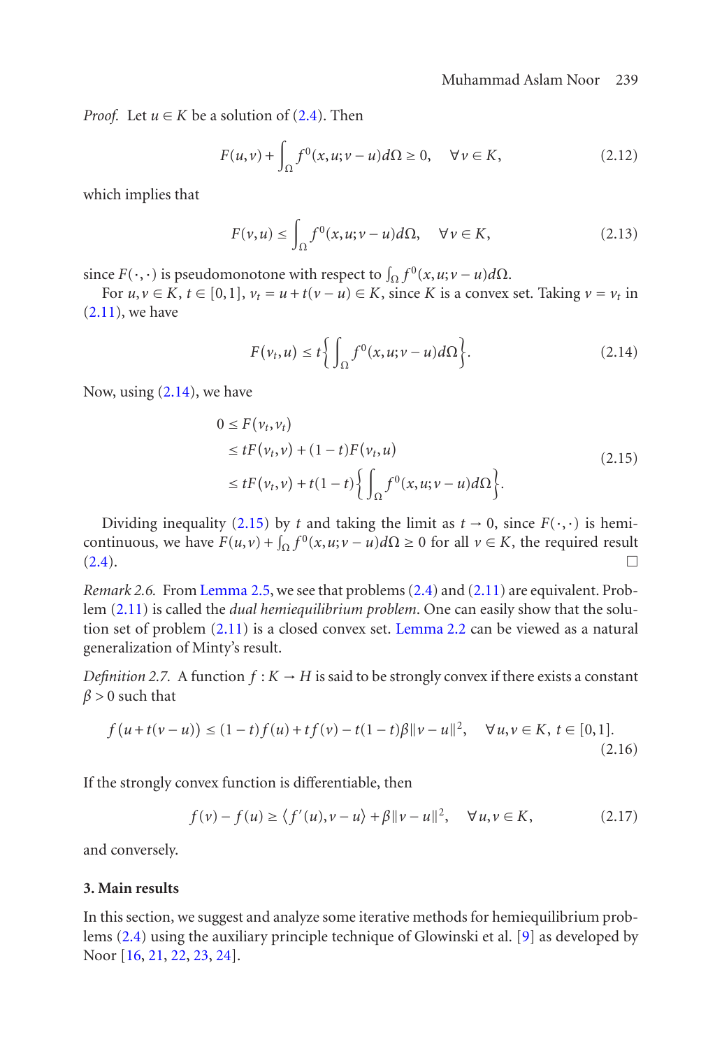*Proof.* Let $u \in K$ be a solution of (2.4). Then

$$F(u,v) + \int_\Omega f^0(x,u;v-u)d\Omega \geq 0, \quad \forall v \in K, \tag{2.12}$$

which implies that

$$F(v,u) \leq \int_\Omega f^0(x,u;v-u)d\Omega, \quad \forall v \in K, \tag{2.13}$$

since $F(\cdot,\cdot)$ is pseudomonotone with respect to $\int_\Omega f^0(x,u;v-u)d\Omega$.

For $u,v \in K$, $t \in [0,1]$, $v_t = u + t(v-u) \in K$, since $K$ is a convex set. Taking $v = v_t$ in (2.11), we have

$$F(v_t,u) \leq t\left\{\int_\Omega f^0(x,u;v-u)d\Omega\right\}. \tag{2.14}$$

Now, using (2.14), we have

$$\begin{aligned} 0 &\leq F(v_t,v_t) \\ &\leq tF(v_t,v) + (1-t)F(v_t,u) \\ &\leq tF(v_t,v) + t(1-t)\left\{\int_\Omega f^0(x,u;v-u)d\Omega\right\}. \end{aligned} \tag{2.15}$$

Dividing inequality (2.15) by $t$ and taking the limit as $t \to 0$, since $F(\cdot,\cdot)$ is hemicontinuous, we have $F(u,v) + \int_\Omega f^0(x,u;v-u)d\Omega \geq 0$ for all $v \in K$, the required result (2.4). □

*Remark 2.6.* From Lemma 2.5, we see that problems (2.4) and (2.11) are equivalent. Problem (2.11) is called the *dual hemiequilibrium problem*. One can easily show that the solution set of problem (2.11) is a closed convex set. Lemma 2.2 can be viewed as a natural generalization of Minty's result.

*Definition 2.7.* A function $f : K \to H$ is said to be strongly convex if there exists a constant $\beta > 0$ such that

$$f(u + t(v-u)) \leq (1-t)f(u) + tf(v) - t(1-t)\beta\|v-u\|^2, \quad \forall u,v \in K,\ t \in [0,1]. \tag{2.16}$$

If the strongly convex function is differentiable, then

$$f(v) - f(u) \geq \langle f'(u), v-u\rangle + \beta\|v-u\|^2, \quad \forall u,v \in K, \tag{2.17}$$

and conversely.

## 3. Main results

In this section, we suggest and analyze some iterative methods for hemiequilibrium problems (2.4) using the auxiliary principle technique of Glowinski et al. [9] as developed by Noor [16, 21, 22, 23, 24].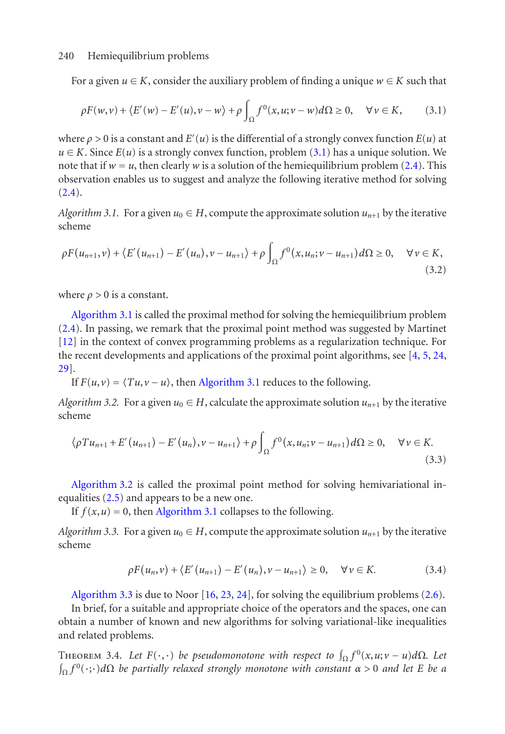For a given $u \in K$, consider the auxiliary problem of finding a unique $w \in K$ such that

$$\rho F(w,v) + \langle E'(w) - E'(u), v - w\rangle + \rho \int_{\Omega} f^0(x,u;v-w)\,d\Omega \geq 0, \quad \forall v \in K, \tag{3.1}$$

where $\rho > 0$ is a constant and $E'(u)$ is the differential of a strongly convex function $E(u)$ at $u \in K$. Since $E(u)$ is a strongly convex function, problem (3.1) has a unique solution. We note that if $w = u$, then clearly $w$ is a solution of the hemiequilibrium problem (2.4). This observation enables us to suggest and analyze the following iterative method for solving (2.4).

*Algorithm 3.1.* For a given $u_0 \in H$, compute the approximate solution $u_{n+1}$ by the iterative scheme

$$\rho F(u_{n+1},v) + \langle E'(u_{n+1}) - E'(u_n), v - u_{n+1}\rangle + \rho \int_{\Omega} f^0(x,u_n;v-u_{n+1})\,d\Omega \geq 0, \quad \forall v \in K, \tag{3.2}$$

where $\rho > 0$ is a constant.

Algorithm 3.1 is called the proximal method for solving the hemiequilibrium problem (2.4). In passing, we remark that the proximal point method was suggested by Martinet [12] in the context of convex programming problems as a regularization technique. For the recent developments and applications of the proximal point algorithms, see [4, 5, 24, 29].

If $F(u,v) = \langle Tu, v-u\rangle$, then Algorithm 3.1 reduces to the following.

*Algorithm 3.2.* For a given $u_0 \in H$, calculate the approximate solution $u_{n+1}$ by the iterative scheme

$$\langle \rho Tu_{n+1} + E'(u_{n+1}) - E'(u_n), v - u_{n+1}\rangle + \rho \int_{\Omega} f^0(x,u_n;v-u_{n+1})\,d\Omega \geq 0, \quad \forall v \in K. \tag{3.3}$$

Algorithm 3.2 is called the proximal point method for solving hemivariational inequalities (2.5) and appears to be a new one.

If $f(x,u) = 0$, then Algorithm 3.1 collapses to the following.

*Algorithm 3.3.* For a given $u_0 \in H$, compute the approximate solution $u_{n+1}$ by the iterative scheme

$$\rho F(u_n,v) + \langle E'(u_{n+1}) - E'(u_n), v - u_{n+1}\rangle \geq 0, \quad \forall v \in K. \tag{3.4}$$

Algorithm 3.3 is due to Noor [16, 23, 24], for solving the equilibrium problems (2.6).

In brief, for a suitable and appropriate choice of the operators and the spaces, one can obtain a number of known and new algorithms for solving variational-like inequalities and related problems.

THEOREM 3.4. *Let $F(\cdot,\cdot)$ be pseudomonotone with respect to $\int_{\Omega} f^0(x,u;v-u)\,d\Omega$. Let $\int_{\Omega} f^0(\cdot;\cdot)\,d\Omega$ be partially relaxed strongly monotone with constant $\alpha > 0$ and let $E$ be a*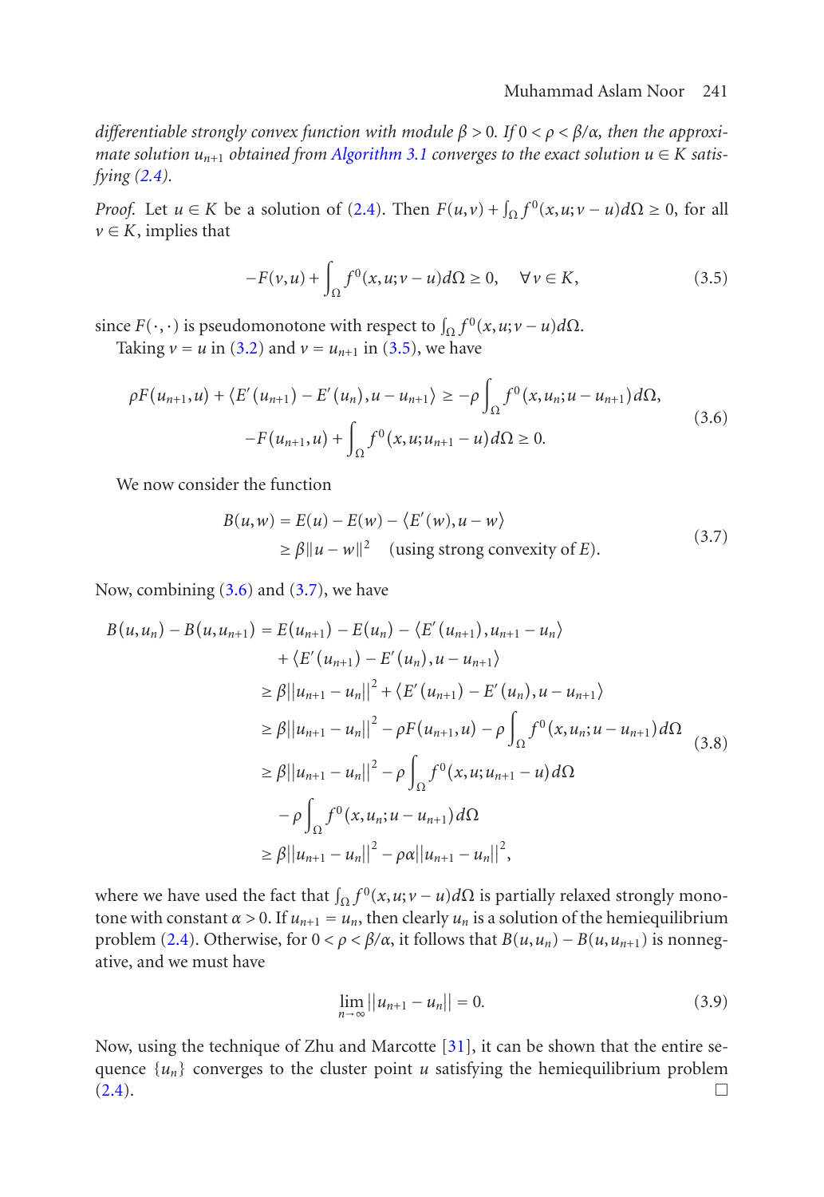*differentiable strongly convex function with module $\beta > 0$. If $0 < \rho < \beta/\alpha$, then the approximate solution $u_{n+1}$ obtained from Algorithm 3.1 converges to the exact solution $u \in K$ satisfying (2.4).*

*Proof.* Let $u \in K$ be a solution of (2.4). Then $F(u,v) + \int_\Omega f^0(x,u;v-u)d\Omega \geq 0$, for all $v \in K$, implies that

$$-F(v,u) + \int_\Omega f^0(x,u;v-u)d\Omega \geq 0, \quad \forall v \in K, \tag{3.5}$$

since $F(\cdot,\cdot)$ is pseudomonotone with respect to $\int_\Omega f^0(x,u;v-u)d\Omega$.

Taking $v = u$ in (3.2) and $v = u_{n+1}$ in (3.5), we have

$$\begin{gathered}\rho F(u_{n+1},u) + \langle E'(u_{n+1}) - E'(u_n), u - u_{n+1}\rangle \geq -\rho \int_\Omega f^0(x,u_n;u-u_{n+1})d\Omega, \\ -F(u_{n+1},u) + \int_\Omega f^0(x,u;u_{n+1}-u)d\Omega \geq 0.\end{gathered} \tag{3.6}$$

We now consider the function

$$\begin{aligned}B(u,w) &= E(u) - E(w) - \langle E'(w), u-w\rangle \\ &\geq \beta\|u-w\|^2 \quad \text{(using strong convexity of } E\text{)}.\end{aligned} \tag{3.7}$$

Now, combining (3.6) and (3.7), we have

$$\begin{aligned}B(u,u_n) - B(u,u_{n+1}) &= E(u_{n+1}) - E(u_n) - \langle E'(u_{n+1}), u_{n+1}-u_n\rangle \\ &\quad + \langle E'(u_{n+1}) - E'(u_n), u - u_{n+1}\rangle \\ &\geq \beta||u_{n+1}-u_n||^2 + \langle E'(u_{n+1}) - E'(u_n), u-u_{n+1}\rangle \\ &\geq \beta||u_{n+1}-u_n||^2 - \rho F(u_{n+1},u) - \rho\int_\Omega f^0(x,u_n;u-u_{n+1})d\Omega \\ &\geq \beta||u_{n+1}-u_n||^2 - \rho\int_\Omega f^0(x,u;u_{n+1}-u)d\Omega \\ &\quad - \rho\int_\Omega f^0(x,u_n;u-u_{n+1})d\Omega \\ &\geq \beta||u_{n+1}-u_n||^2 - \rho\alpha||u_{n+1}-u_n||^2,\end{aligned} \tag{3.8}$$

where we have used the fact that $\int_\Omega f^0(x,u;v-u)d\Omega$ is partially relaxed strongly monotone with constant $\alpha > 0$. If $u_{n+1} = u_n$, then clearly $u_n$ is a solution of the hemiequilibrium problem (2.4). Otherwise, for $0 < \rho < \beta/\alpha$, it follows that $B(u,u_n) - B(u,u_{n+1})$ is nonnegative, and we must have

$$\lim_{n\to\infty}||u_{n+1}-u_n|| = 0. \tag{3.9}$$

Now, using the technique of Zhu and Marcotte [31], it can be shown that the entire sequence $\{u_n\}$ converges to the cluster point $u$ satisfying the hemiequilibrium problem (2.4). □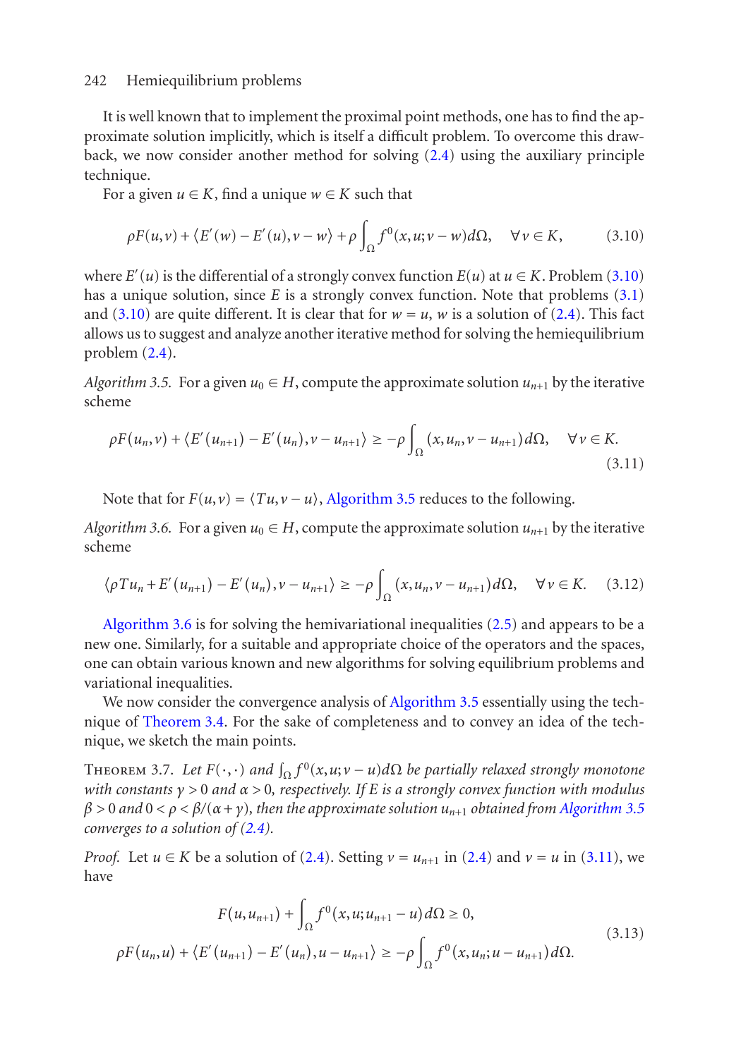It is well known that to implement the proximal point methods, one has to find the approximate solution implicitly, which is itself a difficult problem. To overcome this drawback, we now consider another method for solving (2.4) using the auxiliary principle technique.

For a given $u \in K$, find a unique $w \in K$ such that

$$\rho F(u,v) + \langle E'(w) - E'(u), v - w\rangle + \rho \int_{\Omega} f^0(x,u;v-w)\,d\Omega, \quad \forall v \in K, \tag{3.10}$$

where $E'(u)$ is the differential of a strongly convex function $E(u)$ at $u \in K$. Problem (3.10) has a unique solution, since $E$ is a strongly convex function. Note that problems (3.1) and (3.10) are quite different. It is clear that for $w = u$, $w$ is a solution of (2.4). This fact allows us to suggest and analyze another iterative method for solving the hemiequilibrium problem (2.4).

*Algorithm 3.5.* For a given $u_0 \in H$, compute the approximate solution $u_{n+1}$ by the iterative scheme

$$\rho F(u_n,v) + \langle E'(u_{n+1}) - E'(u_n), v - u_{n+1}\rangle \geq -\rho \int_{\Omega} (x,u_n,v-u_{n+1})\,d\Omega, \quad \forall v \in K. \tag{3.11}$$

Note that for $F(u,v) = \langle Tu, v-u\rangle$, Algorithm 3.5 reduces to the following.

*Algorithm 3.6.* For a given $u_0 \in H$, compute the approximate solution $u_{n+1}$ by the iterative scheme

$$\langle \rho Tu_n + E'(u_{n+1}) - E'(u_n), v - u_{n+1}\rangle \geq -\rho \int_{\Omega} (x,u_n,v-u_{n+1})\,d\Omega, \quad \forall v \in K. \tag{3.12}$$

Algorithm 3.6 is for solving the hemivariational inequalities (2.5) and appears to be a new one. Similarly, for a suitable and appropriate choice of the operators and the spaces, one can obtain various known and new algorithms for solving equilibrium problems and variational inequalities.

We now consider the convergence analysis of Algorithm 3.5 essentially using the technique of Theorem 3.4. For the sake of completeness and to convey an idea of the technique, we sketch the main points.

Theorem 3.7. *Let $F(\cdot,\cdot)$ and $\int_{\Omega} f^0(x,u;v-u)\,d\Omega$ be partially relaxed strongly monotone with constants $\gamma > 0$ and $\alpha > 0$, respectively. If $E$ is a strongly convex function with modulus $\beta > 0$ and $0 < \rho < \beta/(\alpha+\gamma)$, then the approximate solution $u_{n+1}$ obtained from Algorithm 3.5 converges to a solution of (2.4).*

*Proof.* Let $u \in K$ be a solution of (2.4). Setting $v = u_{n+1}$ in (2.4) and $v = u$ in (3.11), we have

$$\begin{gathered} F(u,u_{n+1}) + \int_{\Omega} f^0(x,u;u_{n+1}-u)\,d\Omega \geq 0, \\ \rho F(u_n,u) + \langle E'(u_{n+1}) - E'(u_n), u - u_{n+1}\rangle \geq -\rho \int_{\Omega} f^0(x,u_n;u-u_{n+1})\,d\Omega. \end{gathered} \tag{3.13}$$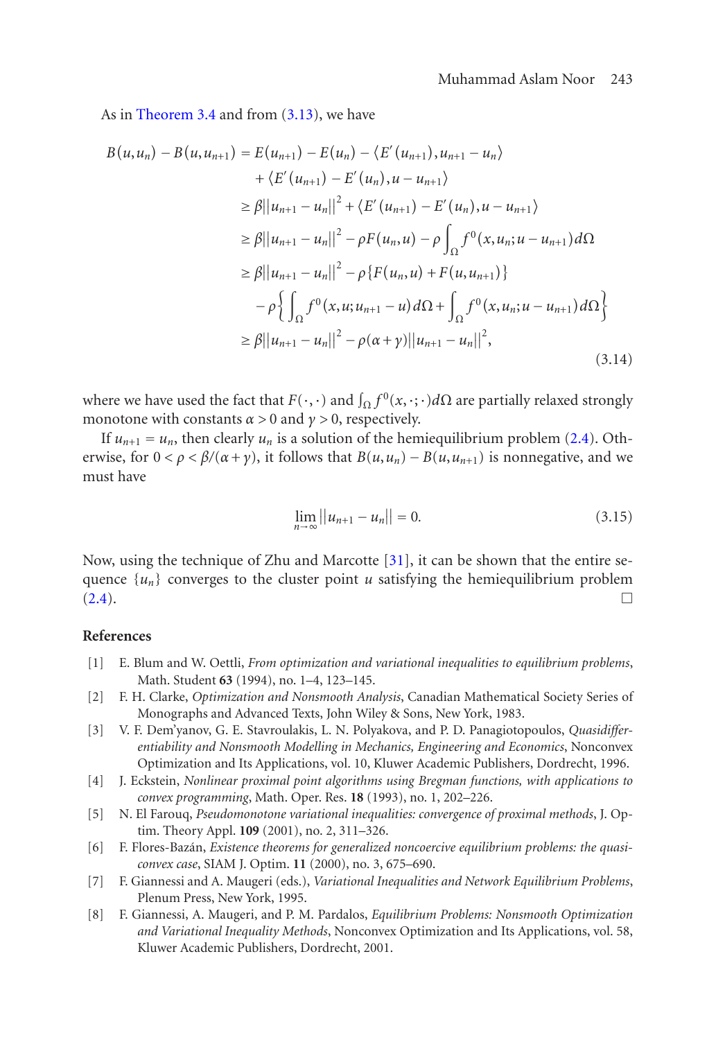As in Theorem 3.4 and from (3.13), we have

$$
\begin{aligned}
B(u,u_n) - B(u,u_{n+1}) &= E(u_{n+1}) - E(u_n) - \langle E'(u_{n+1}), u_{n+1} - u_n\rangle \\
&\quad + \langle E'(u_{n+1}) - E'(u_n), u - u_{n+1}\rangle \\
&\geq \beta\|u_{n+1} - u_n\|^2 + \langle E'(u_{n+1}) - E'(u_n), u - u_{n+1}\rangle \\
&\geq \beta\|u_{n+1} - u_n\|^2 - \rho F(u_n,u) - \rho\int_\Omega f^0(x,u_n;u-u_{n+1})\,d\Omega \\
&\geq \beta\|u_{n+1} - u_n\|^2 - \rho\{F(u_n,u) + F(u,u_{n+1})\} \\
&\quad - \rho\left\{\int_\Omega f^0(x,u;u_{n+1}-u)\,d\Omega + \int_\Omega f^0(x,u_n;u-u_{n+1})\,d\Omega\right\} \\
&\geq \beta\|u_{n+1} - u_n\|^2 - \rho(\alpha+\gamma)\|u_{n+1} - u_n\|^2,
\end{aligned}
\tag{3.14}
$$

where we have used the fact that $F(\cdot,\cdot)$ and $\int_\Omega f^0(x,\cdot;\cdot)d\Omega$ are partially relaxed strongly monotone with constants $\alpha > 0$ and $\gamma > 0$, respectively.

If $u_{n+1} = u_n$, then clearly $u_n$ is a solution of the hemiequilibrium problem (2.4). Otherwise, for $0 < \rho < \beta/(\alpha+\gamma)$, it follows that $B(u,u_n) - B(u,u_{n+1})$ is nonnegative, and we must have

$$
\lim_{n\to\infty}\|u_{n+1} - u_n\| = 0. \tag{3.15}
$$

Now, using the technique of Zhu and Marcotte [31], it can be shown that the entire sequence $\{u_n\}$ converges to the cluster point $u$ satisfying the hemiequilibrium problem (2.4). □

## References

[1] E. Blum and W. Oettli, *From optimization and variational inequalities to equilibrium problems*, Math. Student **63** (1994), no. 1–4, 123–145.

[2] F. H. Clarke, *Optimization and Nonsmooth Analysis*, Canadian Mathematical Society Series of Monographs and Advanced Texts, John Wiley & Sons, New York, 1983.

[3] V. F. Dem'yanov, G. E. Stavroulakis, L. N. Polyakova, and P. D. Panagiotopoulos, *Quasidifferentiability and Nonsmooth Modelling in Mechanics, Engineering and Economics*, Nonconvex Optimization and Its Applications, vol. 10, Kluwer Academic Publishers, Dordrecht, 1996.

[4] J. Eckstein, *Nonlinear proximal point algorithms using Bregman functions, with applications to convex programming*, Math. Oper. Res. **18** (1993), no. 1, 202–226.

[5] N. El Farouq, *Pseudomonotone variational inequalities: convergence of proximal methods*, J. Optim. Theory Appl. **109** (2001), no. 2, 311–326.

[6] F. Flores-Bazán, *Existence theorems for generalized noncoercive equilibrium problems: the quasi-convex case*, SIAM J. Optim. **11** (2000), no. 3, 675–690.

[7] F. Giannessi and A. Maugeri (eds.), *Variational Inequalities and Network Equilibrium Problems*, Plenum Press, New York, 1995.

[8] F. Giannessi, A. Maugeri, and P. M. Pardalos, *Equilibrium Problems: Nonsmooth Optimization and Variational Inequality Methods*, Nonconvex Optimization and Its Applications, vol. 58, Kluwer Academic Publishers, Dordrecht, 2001.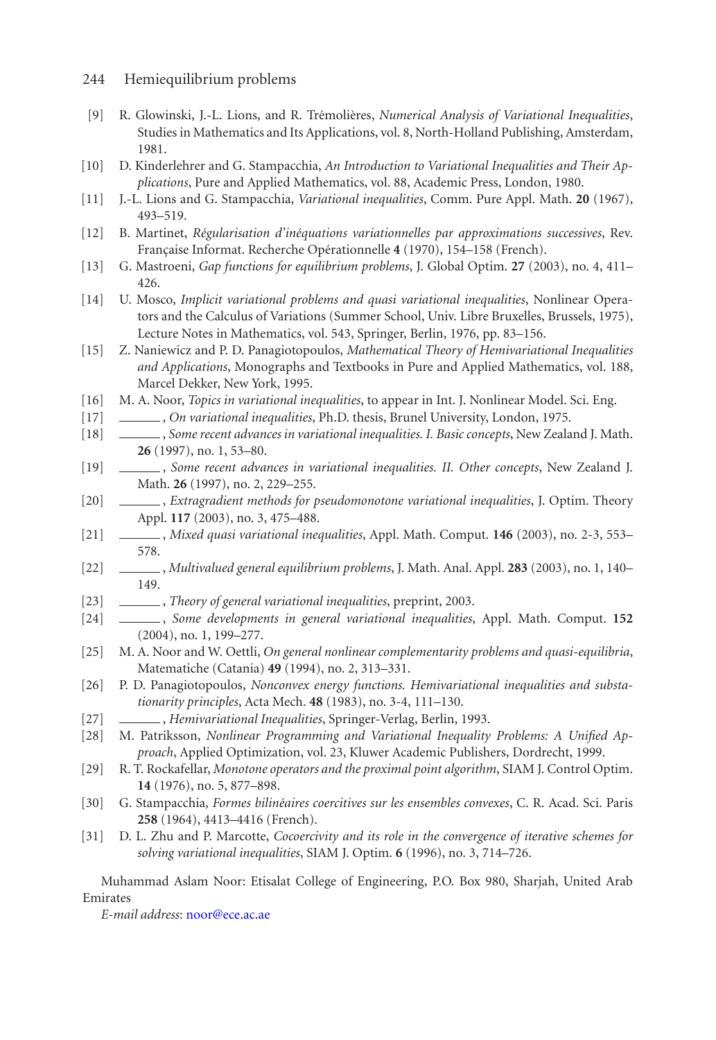[9] R. Glowinski, J.-L. Lions, and R. Trémolières, *Numerical Analysis of Variational Inequalities*, Studies in Mathematics and Its Applications, vol. 8, North-Holland Publishing, Amsterdam, 1981.

[10] D. Kinderlehrer and G. Stampacchia, *An Introduction to Variational Inequalities and Their Applications*, Pure and Applied Mathematics, vol. 88, Academic Press, London, 1980.

[11] J.-L. Lions and G. Stampacchia, *Variational inequalities*, Comm. Pure Appl. Math. **20** (1967), 493–519.

[12] B. Martinet, *Régularisation d'inéquations variationnelles par approximations successives*, Rev. Française Informat. Recherche Opérationnelle **4** (1970), 154–158 (French).

[13] G. Mastroeni, *Gap functions for equilibrium problems*, J. Global Optim. **27** (2003), no. 4, 411–426.

[14] U. Mosco, *Implicit variational problems and quasi variational inequalities*, Nonlinear Operators and the Calculus of Variations (Summer School, Univ. Libre Bruxelles, Brussels, 1975), Lecture Notes in Mathematics, vol. 543, Springer, Berlin, 1976, pp. 83–156.

[15] Z. Naniewicz and P. D. Panagiotopoulos, *Mathematical Theory of Hemivariational Inequalities and Applications*, Monographs and Textbooks in Pure and Applied Mathematics, vol. 188, Marcel Dekker, New York, 1995.

[16] M. A. Noor, *Topics in variational inequalities*, to appear in Int. J. Nonlinear Model. Sci. Eng.

[17] ______, *On variational inequalities*, Ph.D. thesis, Brunel University, London, 1975.

[18] ______, *Some recent advances in variational inequalities. I. Basic concepts*, New Zealand J. Math. **26** (1997), no. 1, 53–80.

[19] ______, *Some recent advances in variational inequalities. II. Other concepts*, New Zealand J. Math. **26** (1997), no. 2, 229–255.

[20] ______, *Extragradient methods for pseudomonotone variational inequalities*, J. Optim. Theory Appl. **117** (2003), no. 3, 475–488.

[21] ______, *Mixed quasi variational inequalities*, Appl. Math. Comput. **146** (2003), no. 2-3, 553–578.

[22] ______, *Multivalued general equilibrium problems*, J. Math. Anal. Appl. **283** (2003), no. 1, 140–149.

[23] ______, *Theory of general variational inequalities*, preprint, 2003.

[24] ______, *Some developments in general variational inequalities*, Appl. Math. Comput. **152** (2004), no. 1, 199–277.

[25] M. A. Noor and W. Oettli, *On general nonlinear complementarity problems and quasi-equilibria*, Matematiche (Catania) **49** (1994), no. 2, 313–331.

[26] P. D. Panagiotopoulos, *Nonconvex energy functions. Hemivariational inequalities and substationarity principles*, Acta Mech. **48** (1983), no. 3-4, 111–130.

[27] ______, *Hemivariational Inequalities*, Springer-Verlag, Berlin, 1993.

[28] M. Patriksson, *Nonlinear Programming and Variational Inequality Problems: A Unified Approach*, Applied Optimization, vol. 23, Kluwer Academic Publishers, Dordrecht, 1999.

[29] R. T. Rockafellar, *Monotone operators and the proximal point algorithm*, SIAM J. Control Optim. **14** (1976), no. 5, 877–898.

[30] G. Stampacchia, *Formes bilinéaires coercitives sur les ensembles convexes*, C. R. Acad. Sci. Paris **258** (1964), 4413–4416 (French).

[31] D. L. Zhu and P. Marcotte, *Cocoercivity and its role in the convergence of iterative schemes for solving variational inequalities*, SIAM J. Optim. **6** (1996), no. 3, 714–726.

Muhammad Aslam Noor: Etisalat College of Engineering, P.O. Box 980, Sharjah, United Arab Emirates

*E-mail address*: noor@ece.ac.ae